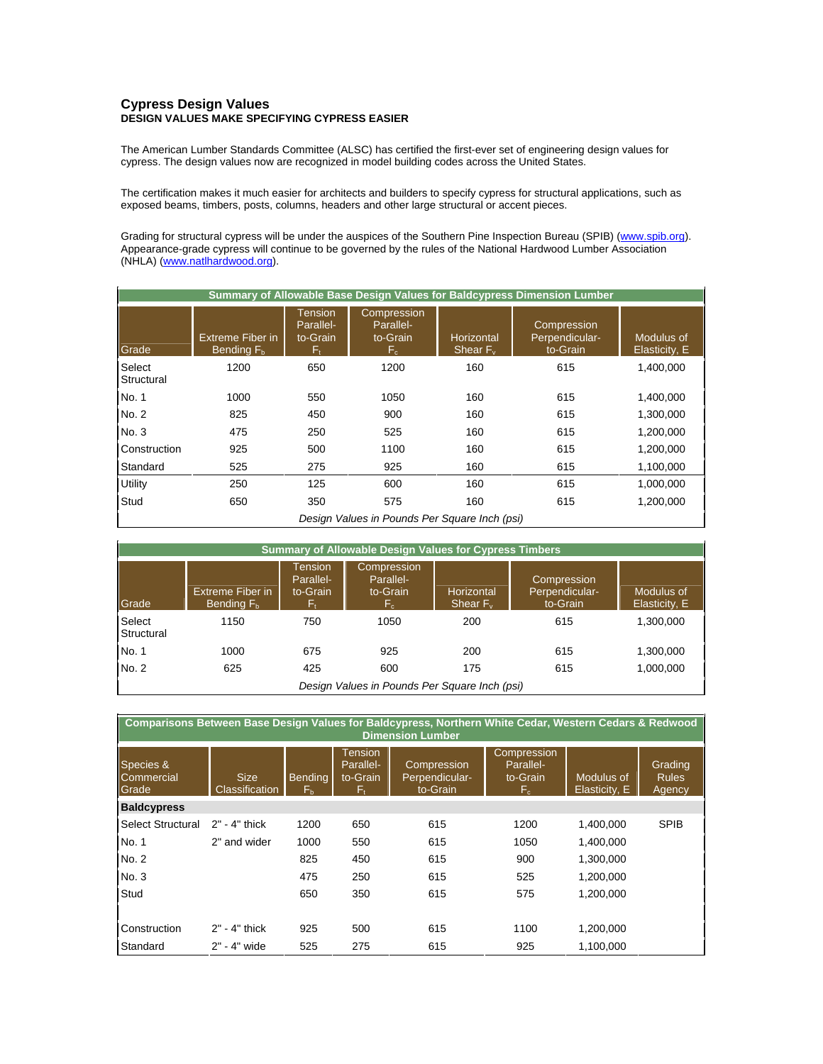# Cypress Design Values

**DESIGN VALUES MAKE SPECIFYING CYPRESS EASIER**

The American Lumber Standards Committee (ALSC) has certified the first-ever set of engineering design values for cypress. The design values now are recognized in model building codes across the United States.

The certification makes it much easier for architects and builders to specify cypress for structural applications, such as exposed beams, timbers, posts, columns, headers and other large structural or accent pieces.

Grading for structural cypress will be under the auspices of the Southern Pine Inspection Bureau (SPIB) (www.spib.org). Appearance-grade cypress will continue to be governed by the rules of the National Hardwood Lumber Association (NHLA) (www.natlhardwood.org).

**Summary of Allowable Base Design Values for Baldcypress Dimension Lumber**

| Grade | Extreme Fiber in Bending $F_b$ | Tension Parallel-to-Grain $F_t$ | Compression Parallel-to-Grain $F_c$ | Horizontal Shear $F_v$ | Compression Perpendicular-to-Grain | Modulus of Elasticity, E |
|---|---|---|---|---|---|---|
| Select Structural | 1200 | 650 | 1200 | 160 | 615 | 1,400,000 |
| No. 1 | 1000 | 550 | 1050 | 160 | 615 | 1,400,000 |
| No. 2 | 825 | 450 | 900 | 160 | 615 | 1,300,000 |
| No. 3 | 475 | 250 | 525 | 160 | 615 | 1,200,000 |
| Construction | 925 | 500 | 1100 | 160 | 615 | 1,200,000 |
| Standard | 525 | 275 | 925 | 160 | 615 | 1,100,000 |
| Utility | 250 | 125 | 600 | 160 | 615 | 1,000,000 |
| Stud | 650 | 350 | 575 | 160 | 615 | 1,200,000 |

*Design Values in Pounds Per Square Inch (psi)*

**Summary of Allowable Design Values for Cypress Timbers**

| Grade | Extreme Fiber in Bending $F_b$ | Tension Parallel-to-Grain $F_t$ | Compression Parallel-to-Grain $F_c$ | Horizontal Shear $F_v$ | Compression Perpendicular-to-Grain | Modulus of Elasticity, E |
|---|---|---|---|---|---|---|
| Select Structural | 1150 | 750 | 1050 | 200 | 615 | 1,300,000 |
| No. 1 | 1000 | 675 | 925 | 200 | 615 | 1,300,000 |
| No. 2 | 625 | 425 | 600 | 175 | 615 | 1,000,000 |

*Design Values in Pounds Per Square Inch (psi)*

**Comparisons Between Base Design Values for Baldcypress, Northern White Cedar, Western Cedars & Redwood Dimension Lumber**

| Species & Commercial Grade | Size Classification | Bending $F_b$ | Tension Parallel-to-Grain $F_t$ | Compression Perpendicular-to-Grain | Compression Parallel-to-Grain $F_c$ | Modulus of Elasticity, E | Grading Rules Agency |
|---|---|---|---|---|---|---|---|
| **Baldcypress** | | | | | | | |
| Select Structural | 2" - 4" thick | 1200 | 650 | 615 | 1200 | 1,400,000 | SPIB |
| No. 1 | 2" and wider | 1000 | 550 | 615 | 1050 | 1,400,000 | |
| No. 2 | | 825 | 450 | 615 | 900 | 1,300,000 | |
| No. 3 | | 475 | 250 | 615 | 525 | 1,200,000 | |
| Stud | | 650 | 350 | 615 | 575 | 1,200,000 | |
| Construction | 2" - 4" thick | 925 | 500 | 615 | 1100 | 1,200,000 | |
| Standard | 2" - 4" wide | 525 | 275 | 615 | 925 | 1,100,000 | |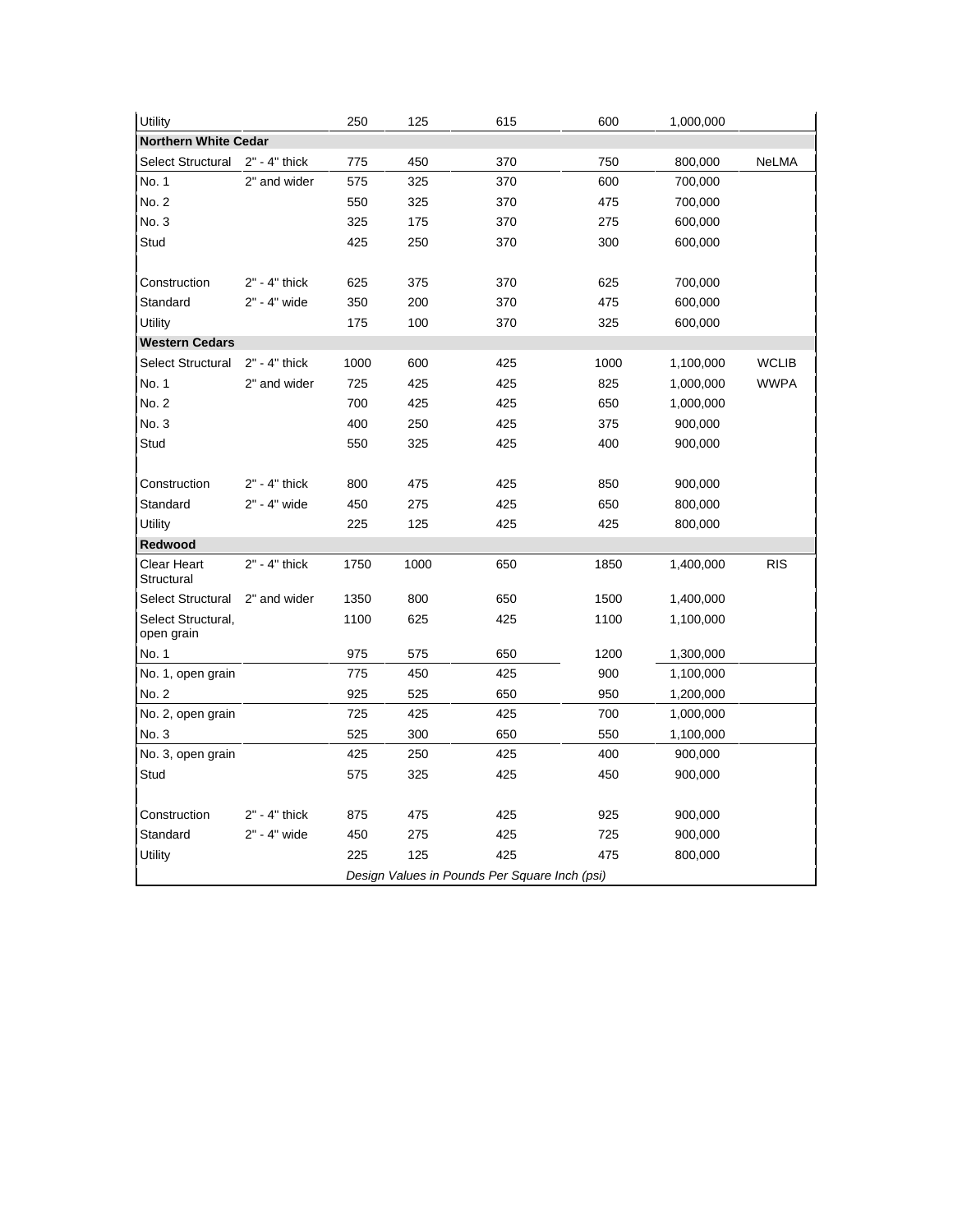| | | | | | | | |
|---|---|---|---|---|---|---|---|
| Utility | | 250 | 125 | 615 | 600 | 1,000,000 | |
| **Northern White Cedar** | | | | | | | |
| Select Structural | 2" - 4" thick | 775 | 450 | 370 | 750 | 800,000 | NeLMA |
| No. 1 | 2" and wider | 575 | 325 | 370 | 600 | 700,000 | |
| No. 2 | | 550 | 325 | 370 | 475 | 700,000 | |
| No. 3 | | 325 | 175 | 370 | 275 | 600,000 | |
| Stud | | 425 | 250 | 370 | 300 | 600,000 | |
| | | | | | | | |
| Construction | 2" - 4" thick | 625 | 375 | 370 | 625 | 700,000 | |
| Standard | 2" - 4" wide | 350 | 200 | 370 | 475 | 600,000 | |
| Utility | | 175 | 100 | 370 | 325 | 600,000 | |
| **Western Cedars** | | | | | | | |
| Select Structural | 2" - 4" thick | 1000 | 600 | 425 | 1000 | 1,100,000 | WCLIB |
| No. 1 | 2" and wider | 725 | 425 | 425 | 825 | 1,000,000 | WWPA |
| No. 2 | | 700 | 425 | 425 | 650 | 1,000,000 | |
| No. 3 | | 400 | 250 | 425 | 375 | 900,000 | |
| Stud | | 550 | 325 | 425 | 400 | 900,000 | |
| | | | | | | | |
| Construction | 2" - 4" thick | 800 | 475 | 425 | 850 | 900,000 | |
| Standard | 2" - 4" wide | 450 | 275 | 425 | 650 | 800,000 | |
| Utility | | 225 | 125 | 425 | 425 | 800,000 | |
| **Redwood** | | | | | | | |
| Clear Heart Structural | 2" - 4" thick | 1750 | 1000 | 650 | 1850 | 1,400,000 | RIS |
| Select Structural | 2" and wider | 1350 | 800 | 650 | 1500 | 1,400,000 | |
| Select Structural, open grain | | 1100 | 625 | 425 | 1100 | 1,100,000 | |
| No. 1 | | 975 | 575 | 650 | 1200 | 1,300,000 | |
| No. 1, open grain | | 775 | 450 | 425 | 900 | 1,100,000 | |
| No. 2 | | 925 | 525 | 650 | 950 | 1,200,000 | |
| No. 2, open grain | | 725 | 425 | 425 | 700 | 1,000,000 | |
| No. 3 | | 525 | 300 | 650 | 550 | 1,100,000 | |
| No. 3, open grain | | 425 | 250 | 425 | 400 | 900,000 | |
| Stud | | 575 | 325 | 425 | 450 | 900,000 | |
| | | | | | | | |
| Construction | 2" - 4" thick | 875 | 475 | 425 | 925 | 900,000 | |
| Standard | 2" - 4" wide | 450 | 275 | 425 | 725 | 900,000 | |
| Utility | | 225 | 125 | 425 | 475 | 800,000 | |

*Design Values in Pounds Per Square Inch (psi)*